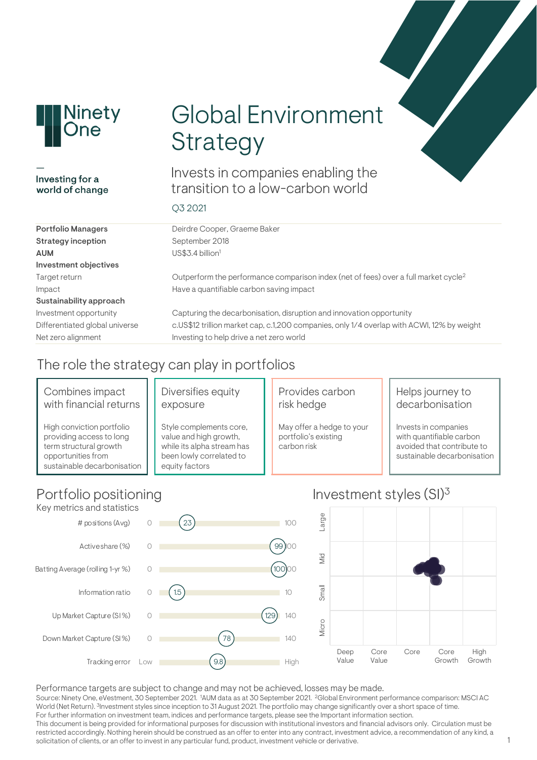Ninety One

—
**Investing for a world of change**

# Global Environment Strategy

## Invests in companies enabling the transition to a low-carbon world

Q3 2021

| | |
|---|---|
| **Portfolio Managers** | Deirdre Cooper, Graeme Baker |
| **Strategy inception** | September 2018 |
| **AUM** | US$3.4 billion[1] |
| **Investment objectives** | |
| Target return | Outperform the performance comparison index (net of fees) over a full market cycle[2] |
| Impact | Have a quantifiable carbon saving impact |
| **Sustainability approach** | |
| Investment opportunity | Capturing the decarbonisation, disruption and innovation opportunity |
| Differentiated global universe | c.US$12 trillion market cap, c.1,200 companies, only 1/4 overlap with ACWI, 12% by weight |
| Net zero alignment | Investing to help drive a net zero world |

## The role the strategy can play in portfolios

### Combines impact with financial returns

High conviction portfolio providing access to long term structural growth opportunities from sustainable decarbonisation

### Diversifies equity exposure

Style complements core, value and high growth, while its alpha stream has been lowly correlated to equity factors

### Provides carbon risk hedge

May offer a hedge to your portfolio's existing carbon risk

### Helps journey to decarbonisation

Invests in companies with quantifiable carbon avoided that contribute to sustainable decarbonisation

## Portfolio positioning

Key metrics and statistics

| Metric | Min | Value | Max |
|---|---|---|---|
| # positions (Avg) | 0 | 23 | 100 |
| Activeshare (%) | 0 | 99 | 100 |
| Batting Average (rolling 1-yr %) | 0 | 100 | 100 |
| Information ratio | 0 | 1.5 | 10 |
| Up Market Capture (SI %) | 0 | 129 | 140 |
| Down Market Capture (SI %) | 0 | 78 | 140 |
| Tracking error | Low | 9.8 | High |

## Investment styles (SI)[3]

Size axis: Large, Mid, Small, Micro. Style axis: Deep Value, Core Value, Core, Core Growth, High Growth.

Performance targets are subject to change and may not be achieved, losses may be made.

Source: Ninety One, eVestment, 30 September 2021. [1]AUM data as at 30 September 2021. [2]Global Environment performance comparison: MSCI AC World (Net Return). [3]Investment styles since inception to 31 August 2021. The portfolio may change significantly over a short space of time.
For further information on investment team, indices and performance targets, please see the Important information section.
This document is being provided for informational purposes for discussion with institutional investors and financial advisors only. Circulation must be restricted accordingly. Nothing herein should be construed as an offer to enter into any contract, investment advice, a recommendation of any kind, a solicitation of clients, or an offer to invest in any particular fund, product, investment vehicle or derivative.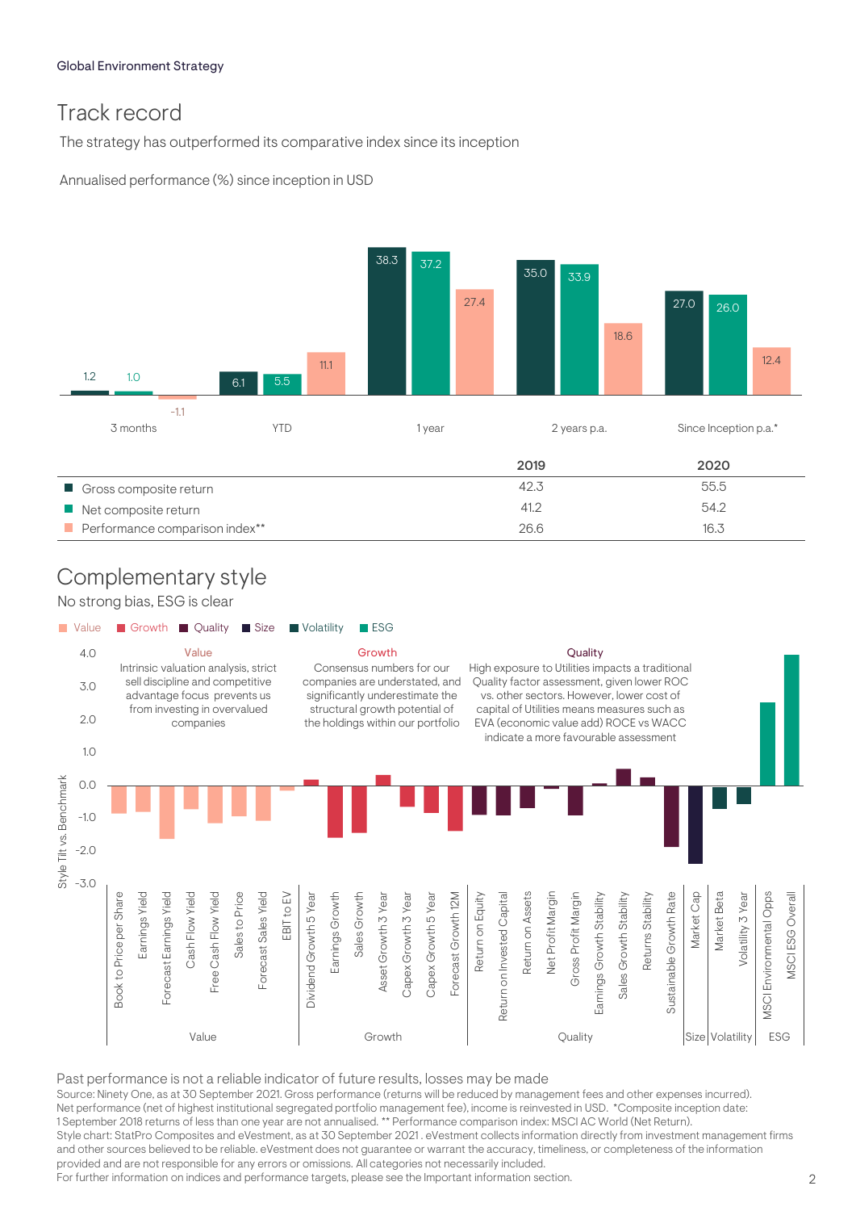Global Environment Strategy

## Track record

The strategy has outperformed its comparative index since its inception

Annualised performance (%) since inception in USD

| | 3 months | YTD | 1 year | 2 years p.a. | Since Inception p.a.* |
|---|---|---|---|---|---|
| Gross composite return | 1.2 | 6.1 | 38.3 | 35.0 | 27.0 |
| Net composite return | 1.0 | 5.5 | 37.2 | 33.9 | 26.0 |
| Performance comparison index** | -1.1 | 11.1 | 27.4 | 18.6 | 12.4 |

| | 2019 | 2020 |
|---|---|---|
| Gross composite return | 42.3 | 55.5 |
| Net composite return | 41.2 | 54.2 |
| Performance comparison index** | 26.6 | 16.3 |

## Complementary style

No strong bias, ESG is clear

Legend: Value, Growth, Quality, Size, Volatility, ESG

Style Tilt vs. Benchmark (axis: -3.0 to 4.0)

**Value**
Intrinsic valuation analysis, strict sell discipline and competitive advantage focus prevents us from investing in overvalued companies

**Growth**
Consensus numbers for our companies are understated, and significantly underestimate the structural growth potential of the holdings within our portfolio

**Quality**
High exposure to Utilities impacts a traditional Quality factor assessment, given lower ROC vs. other sectors. However, lower cost of capital of Utilities means measures such as EVA (economic value add) ROCE vs WACC indicate a more favourable assessment

- Value: Book to Price per Share, Earnings Yield, Forecast Earnings Yield, Cash Flow Yield, Free Cash Flow Yield, Sales to Price, Forecast Sales Yield, EBIT to EV
- Growth: Dividend Growth 5 Year, Earnings Growth, Sales Growth, Asset Growth 3 Year, Capex Growth 3 Year, Capex Growth 5 Year, Forecast Growth 12M
- Quality: Return on Equity, Return on Invested Capital, Return on Assets, Net Profit Margin, Gross Profit Margin, Earnings Growth Stability, Sales Growth Stability, Returns Stability, Sustainable Growth Rate
- Size: Market Cap
- Volatility: Market Beta, Volatility 3 Year
- ESG: MSCI Environmental Opps, MSCI ESG Overall

Past performance is not a reliable indicator of future results, losses may be made

Source: Ninety One, as at 30 September 2021. Gross performance (returns will be reduced by management fees and other expenses incurred). Net performance (net of highest institutional segregated portfolio management fee), income is reinvested in USD. *Composite inception date: 1 September 2018 returns of less than one year are not annualised. ** Performance comparison index: MSCI AC World (Net Return).
Style chart: StatPro Composites and eVestment, as at 30 September 2021 . eVestment collects information directly from investment management firms and other sources believed to be reliable. eVestment does not guarantee or warrant the accuracy, timeliness, or completeness of the information provided and are not responsible for any errors or omissions. All categories not necessarily included.
For further information on indices and performance targets, please see the Important information section.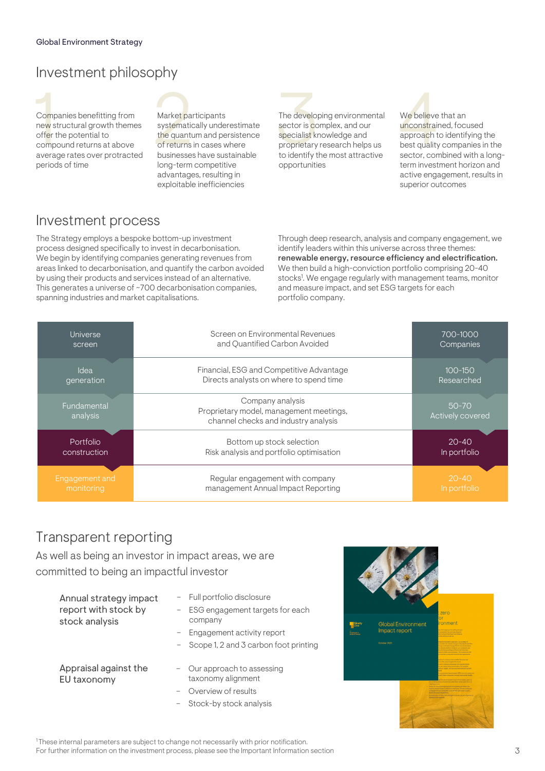# Investment philosophy

1. Companies benefitting from new structural growth themes offer the potential to compound returns at above average rates over protracted periods of time

2. Market participants systematically underestimate the quantum and persistence of returns in cases where businesses have sustainable long-term competitive advantages, resulting in exploitable inefficiencies

3. The developing environmental sector is complex, and our specialist knowledge and proprietary research helps us to identify the most attractive opportunities

4. We believe that an unconstrained, focused approach to identifying the best quality companies in the sector, combined with a long-term investment horizon and active engagement, results in superior outcomes

# Investment process

The Strategy employs a bespoke bottom-up investment process designed specifically to invest in decarbonisation. We begin by identifying companies generating revenues from areas linked to decarbonisation, and quantify the carbon avoided by using their products and services instead of an alternative. This generates a universe of ~700 decarbonisation companies, spanning industries and market capitalisations.

Through deep research, analysis and company engagement, we identify leaders within this universe across three themes: **renewable energy, resource efficiency and electrification.** We then build a high-conviction portfolio comprising 20-40 stocks[1]. We engage regularly with management teams, monitor and measure impact, and set ESG targets for each portfolio company.

| Stage | Description | Number |
|---|---|---|
| Universe screen | Screen on Environmental Revenues and Quantified Carbon Avoided | 700-1000 Companies |
| Idea generation | Financial, ESG and Competitive Advantage Directs analysts on where to spend time | 100-150 Researched |
| Fundamental analysis | Company analysis Proprietary model, management meetings, channel checks and industry analysis | 50-70 Actively covered |
| Portfolio construction | Bottom up stock selection Risk analysis and portfolio optimisation | 20-40 In portfolio |
| Engagement and monitoring | Regular engagement with company management Annual Impact Reporting | 20-40 In portfolio |

# Transparent reporting

As well as being an investor in impact areas, we are committed to being an impactful investor

**Annual strategy impact report with stock by stock analysis**

- Full portfolio disclosure
- ESG engagement targets for each company
- Engagement activity report
- Scope 1, 2 and 3 carbon foot printing

**Appraisal against the EU taxonomy**

- Our approach to assessing taxonomy alignment
- Overview of results
- Stock-by stock analysis

[1]These internal parameters are subject to change not necessarily with prior notification.
For further information on the investment process, please see the Important Information section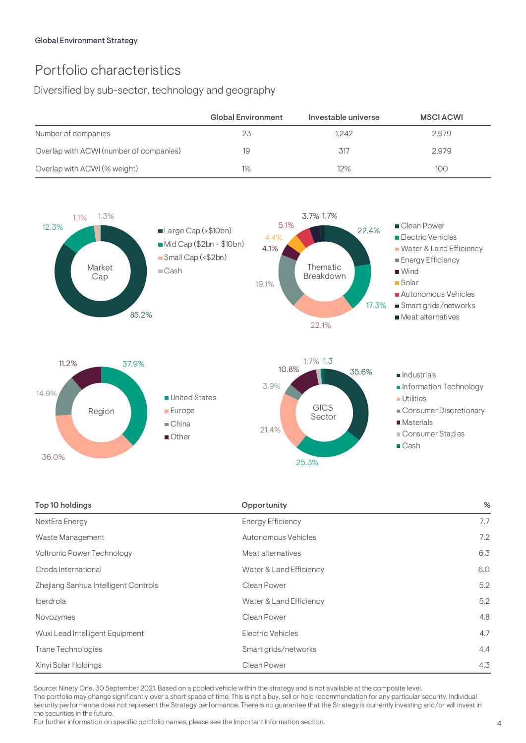Global Environment Strategy

# Portfolio characteristics

## Diversified by sub-sector, technology and geography

| | Global Environment | Investable universe | MSCI ACWI |
|---|---|---|---|
| Number of companies | 23 | 1,242 | 2,979 |
| Overlap with ACWI (number of companies) | 19 | 317 | 2,979 |
| Overlap with ACWI (% weight) | 1% | 12% | 100 |

**Market Cap**

- Large Cap (>$10bn): 85.2%
- Mid Cap ($2bn - $10bn): 12.3%
- Small Cap (<$2bn): 1.1%
- Cash: 1.3%

**Thematic Breakdown**

- Clean Power: 22.4%
- Electric Vehicles: 17.3%
- Water & Land Efficiency: 22.1%
- Energy Efficiency: 19.1%
- Wind: 4.1%
- Solar: 4.4%
- Autonomous Vehicles: 5.1%
- Smart grids/networks: 3.7%
- Meat alternatives: 1.7%

**Region**

- United States: 37.9%
- Europe: 36.0%
- China: 14.9%
- Other: 11.2%

**GICS Sector**

- Industrials: 35.6%
- Information Technology: 25.3%
- Utilities: 21.4%
- Consumer Discretionary: 3.9%
- Materials: 10.8%
- Consumer Staples: 1.7%
- Cash: 1.3

| Top 10 holdings | Opportunity | % |
|---|---|---|
| NextEra Energy | Energy Efficiency | 7.7 |
| Waste Management | Autonomous Vehicles | 7.2 |
| Voltronic Power Technology | Meat alternatives | 6.3 |
| Croda International | Water & Land Efficiency | 6.0 |
| Zhejiang Sanhua Intelligent Controls | Clean Power | 5.2 |
| Iberdrola | Water & Land Efficiency | 5.2 |
| Novozymes | Clean Power | 4.8 |
| Wuxi Lead Intelligent Equipment | Electric Vehicles | 4.7 |
| Trane Technologies | Smart grids/networks | 4.4 |
| Xinyi Solar Holdings | Clean Power | 4.3 |

Source: Ninety One, 30 September 2021. Based on a pooled vehicle within the strategy and is not available at the composite level.
The portfolio may change significantly over a short space of time. This is not a buy, sell or hold recommendation for any particular security. Individual security performance does not represent the Strategy performance. There is no guarantee that the Strategy is currently investing and/or will invest in the securities in the future.
For further information on specific portfolio names, please see the Important Information section.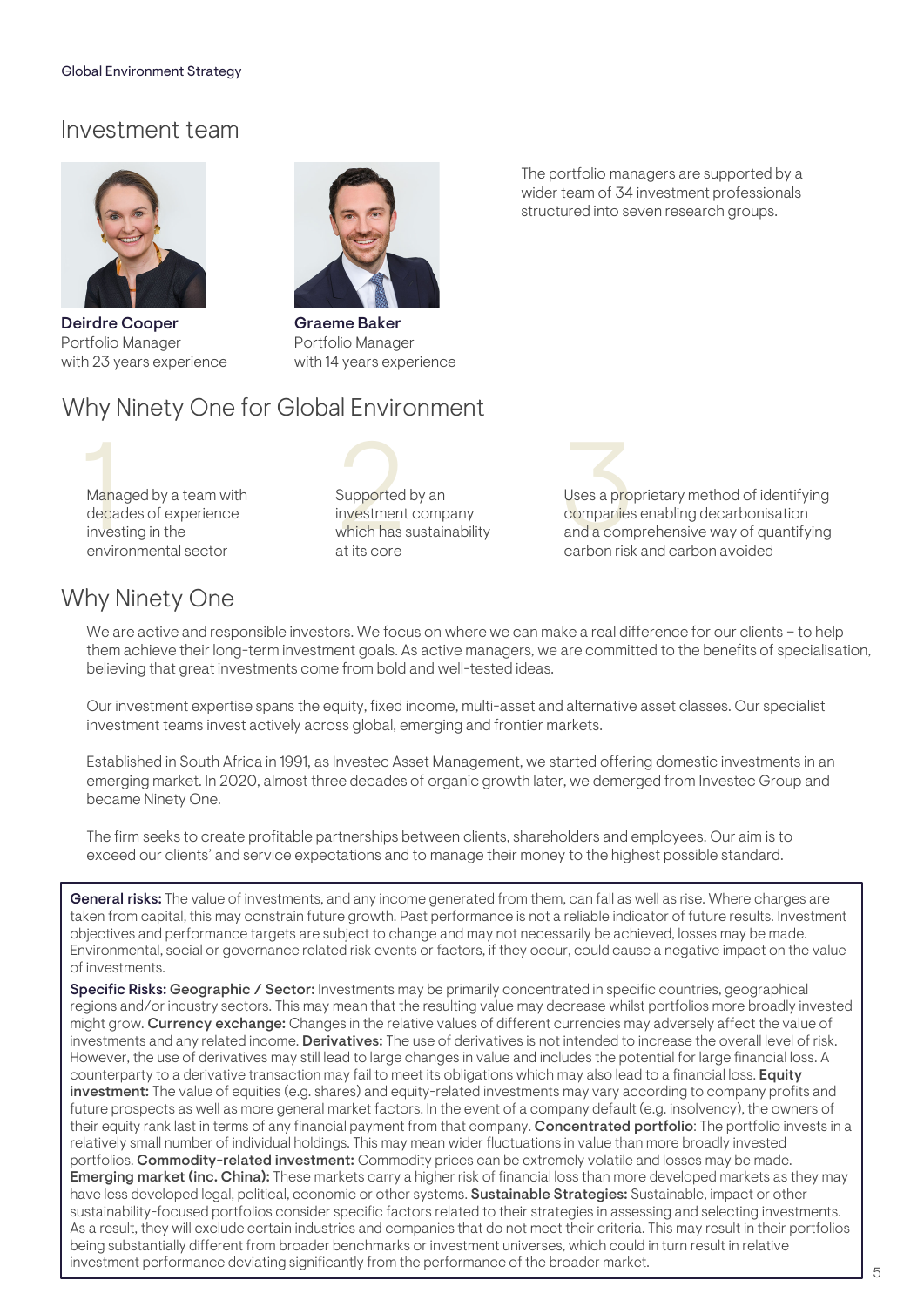## Investment team

**Deirdre Cooper**
Portfolio Manager
with 23 years experience

**Graeme Baker**
Portfolio Manager
with 14 years experience

The portfolio managers are supported by a wider team of 34 investment professionals structured into seven research groups.

## Why Ninety One for Global Environment

1. Managed by a team with decades of experience investing in the environmental sector
2. Supported by an investment company which has sustainability at its core
3. Uses a proprietary method of identifying companies enabling decarbonisation and a comprehensive way of quantifying carbon risk and carbon avoided

## Why Ninety One

We are active and responsible investors. We focus on where we can make a real difference for our clients – to help them achieve their long-term investment goals. As active managers, we are committed to the benefits of specialisation, believing that great investments come from bold and well-tested ideas.

Our investment expertise spans the equity, fixed income, multi-asset and alternative asset classes. Our specialist investment teams invest actively across global, emerging and frontier markets.

Established in South Africa in 1991, as Investec Asset Management, we started offering domestic investments in an emerging market. In 2020, almost three decades of organic growth later, we demerged from Investec Group and became Ninety One.

The firm seeks to create profitable partnerships between clients, shareholders and employees. Our aim is to exceed our clients' and service expectations and to manage their money to the highest possible standard.

**General risks:** The value of investments, and any income generated from them, can fall as well as rise. Where charges are taken from capital, this may constrain future growth. Past performance is not a reliable indicator of future results. Investment objectives and performance targets are subject to change and may not necessarily be achieved, losses may be made. Environmental, social or governance related risk events or factors, if they occur, could cause a negative impact on the value of investments.

**Specific Risks: Geographic / Sector:** Investments may be primarily concentrated in specific countries, geographical regions and/or industry sectors. This may mean that the resulting value may decrease whilst portfolios more broadly invested might grow. **Currency exchange:** Changes in the relative values of different currencies may adversely affect the value of investments and any related income. **Derivatives:** The use of derivatives is not intended to increase the overall level of risk. However, the use of derivatives may still lead to large changes in value and includes the potential for large financial loss. A counterparty to a derivative transaction may fail to meet its obligations which may also lead to a financial loss. **Equity investment:** The value of equities (e.g. shares) and equity-related investments may vary according to company profits and future prospects as well as more general market factors. In the event of a company default (e.g. insolvency), the owners of their equity rank last in terms of any financial payment from that company. **Concentrated portfolio**: The portfolio invests in a relatively small number of individual holdings. This may mean wider fluctuations in value than more broadly invested portfolios. **Commodity-related investment:** Commodity prices can be extremely volatile and losses may be made. **Emerging market (inc. China):** These markets carry a higher risk of financial loss than more developed markets as they may have less developed legal, political, economic or other systems. **Sustainable Strategies:** Sustainable, impact or other sustainability-focused portfolios consider specific factors related to their strategies in assessing and selecting investments. As a result, they will exclude certain industries and companies that do not meet their criteria. This may result in their portfolios being substantially different from broader benchmarks or investment universes, which could in turn result in relative investment performance deviating significantly from the performance of the broader market.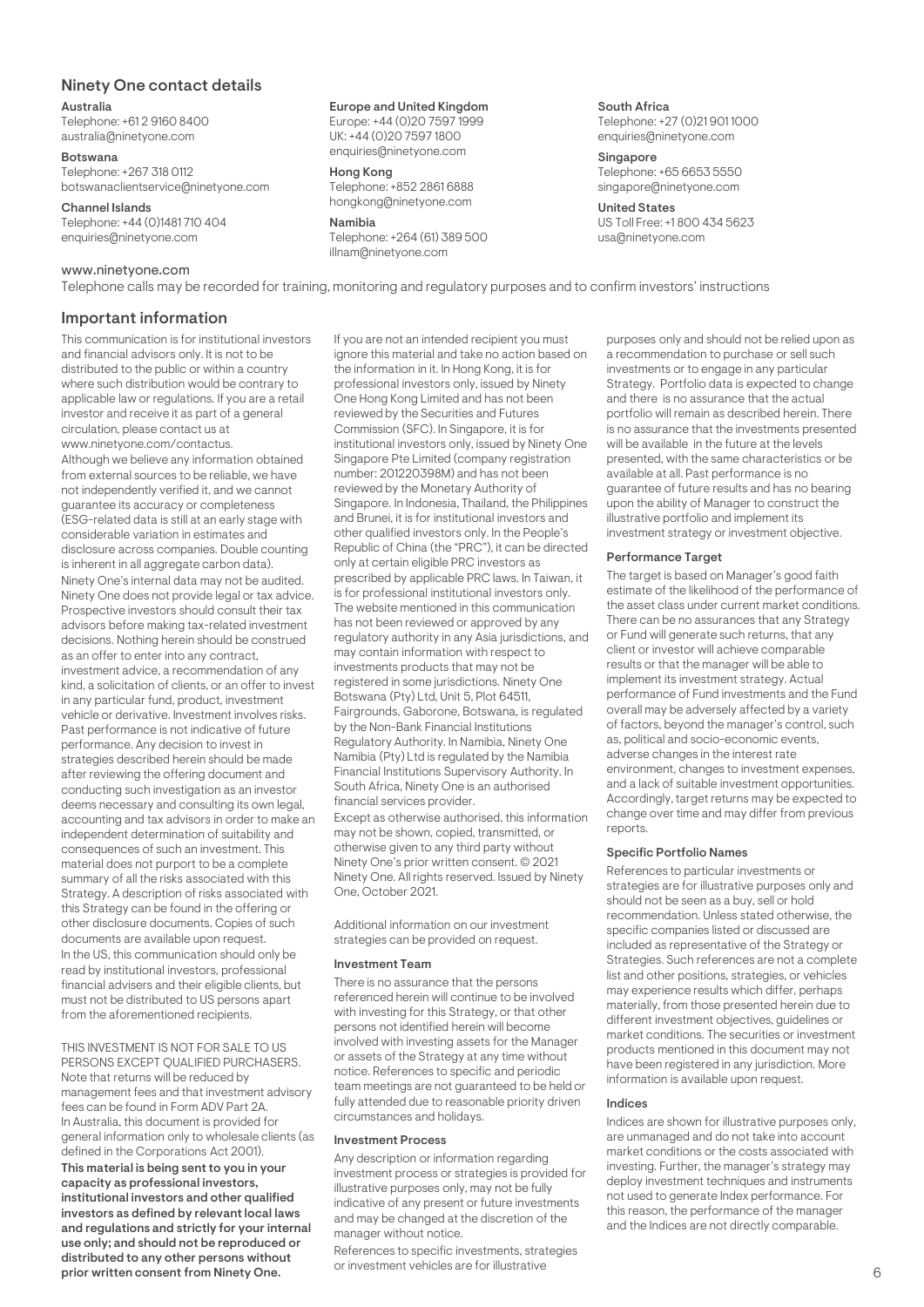## Ninety One contact details

**Australia**
Telephone: +61 2 9160 8400
australia@ninetyone.com

**Botswana**
Telephone: +267 318 0112
botswanaclientservice@ninetyone.com

**Channel Islands**
Telephone: +44 (0)1481 710 404
enquiries@ninetyone.com

**Europe and United Kingdom**
Europe: +44 (0)20 7597 1999
UK: +44 (0)20 7597 1800
enquiries@ninetyone.com

**Hong Kong**
Telephone: +852 2861 6888
hongkong@ninetyone.com

**Namibia**
Telephone: +264 (61) 389 500
illnam@ninetyone.com

**South Africa**
Telephone: +27 (0)21 901 1000
enquiries@ninetyone.com

**Singapore**
Telephone: +65 6653 5550
singapore@ninetyone.com

**United States**
US Toll Free: +1 800 434 5623
usa@ninetyone.com

www.ninetyone.com

Telephone calls may be recorded for training, monitoring and regulatory purposes and to confirm investors' instructions

## Important information

This communication is for institutional investors and financial advisors only. It is not to be distributed to the public or within a country where such distribution would be contrary to applicable law or regulations. If you are a retail investor and receive it as part of a general circulation, please contact us at www.ninetyone.com/contactus.

Although we believe any information obtained from external sources to be reliable, we have not independently verified it, and we cannot guarantee its accuracy or completeness (ESG-related data is still at an early stage with considerable variation in estimates and disclosure across companies. Double counting is inherent in all aggregate carbon data).

Ninety One's internal data may not be audited. Ninety One does not provide legal or tax advice. Prospective investors should consult their tax advisors before making tax-related investment decisions. Nothing herein should be construed as an offer to enter into any contract, investment advice, a recommendation of any kind, a solicitation of clients, or an offer to invest in any particular fund, product, investment vehicle or derivative. Investment involves risks. Past performance is not indicative of future performance. Any decision to invest in strategies described herein should be made after reviewing the offering document and conducting such investigation as an investor deems necessary and consulting its own legal, accounting and tax advisors in order to make an independent determination of suitability and consequences of such an investment. This material does not purport to be a complete summary of all the risks associated with this Strategy. A description of risks associated with this Strategy can be found in the offering or other disclosure documents. Copies of such documents are available upon request.

In the US, this communication should only be read by institutional investors, professional financial advisers and their eligible clients, but must not be distributed to US persons apart from the aforementioned recipients.

THIS INVESTMENT IS NOT FOR SALE TO US PERSONS EXCEPT QUALIFIED PURCHASERS. Note that returns will be reduced by management fees and that investment advisory fees can be found in Form ADV Part 2A.

In Australia, this document is provided for general information only to wholesale clients (as defined in the Corporations Act 2001).

**This material is being sent to you in your capacity as professional investors, institutional investors and other qualified investors as defined by relevant local laws and regulations and strictly for your internal use only; and should not be reproduced or distributed to any other persons without prior written consent from Ninety One.**

If you are not an intended recipient you must ignore this material and take no action based on the information in it. In Hong Kong, it is for professional investors only, issued by Ninety One Hong Kong Limited and has not been reviewed by the Securities and Futures Commission (SFC). In Singapore, it is for institutional investors only, issued by Ninety One Singapore Pte Limited (company registration number: 201220398M) and has not been reviewed by the Monetary Authority of Singapore. In Indonesia, Thailand, the Philippines and Brunei, it is for institutional investors and other qualified investors only. In the People's Republic of China (the "PRC"), it can be directed only at certain eligible PRC investors as prescribed by applicable PRC laws. In Taiwan, it is for professional institutional investors only. The website mentioned in this communication has not been reviewed or approved by any regulatory authority in any Asia jurisdictions, and may contain information with respect to investments products that may not be registered in some jurisdictions. Ninety One Botswana (Pty) Ltd, Unit 5, Plot 64511, Fairgrounds, Gaborone, Botswana, is regulated by the Non-Bank Financial Institutions Regulatory Authority. In Namibia, Ninety One Namibia (Pty) Ltd is regulated by the Namibia Financial Institutions Supervisory Authority. In South Africa, Ninety One is an authorised financial services provider.

Except as otherwise authorised, this information may not be shown, copied, transmitted, or otherwise given to any third party without Ninety One's prior written consent. © 2021 Ninety One. All rights reserved. Issued by Ninety One, October 2021.

Additional information on our investment strategies can be provided on request.

### Investment Team

There is no assurance that the persons referenced herein will continue to be involved with investing for this Strategy, or that other persons not identified herein will become involved with investing assets for the Manager or assets of the Strategy at any time without notice. References to specific and periodic team meetings are not guaranteed to be held or fully attended due to reasonable priority driven circumstances and holidays.

### Investment Process

Any description or information regarding investment process or strategies is provided for illustrative purposes only, may not be fully indicative of any present or future investments and may be changed at the discretion of the manager without notice.

References to specific investments, strategies or investment vehicles are for illustrative purposes only and should not be relied upon as a recommendation to purchase or sell such investments or to engage in any particular Strategy. Portfolio data is expected to change and there is no assurance that the actual portfolio will remain as described herein. There is no assurance that the investments presented will be available in the future at the levels presented, with the same characteristics or be available at all. Past performance is no guarantee of future results and has no bearing upon the ability of Manager to construct the illustrative portfolio and implement its investment strategy or investment objective.

### Performance Target

The target is based on Manager's good faith estimate of the likelihood of the performance of the asset class under current market conditions. There can be no assurances that any Strategy or Fund will generate such returns, that any client or investor will achieve comparable results or that the manager will be able to implement its investment strategy. Actual performance of Fund investments and the Fund overall may be adversely affected by a variety of factors, beyond the manager's control, such as, political and socio-economic events, adverse changes in the interest rate environment, changes to investment expenses, and a lack of suitable investment opportunities. Accordingly, target returns may be expected to change over time and may differ from previous reports.

### Specific Portfolio Names

References to particular investments or strategies are for illustrative purposes only and should not be seen as a buy, sell or hold recommendation. Unless stated otherwise, the specific companies listed or discussed are included as representative of the Strategy or Strategies. Such references are not a complete list and other positions, strategies, or vehicles may experience results which differ, perhaps materially, from those presented herein due to different investment objectives, guidelines or market conditions. The securities or investment products mentioned in this document may not have been registered in any jurisdiction. More information is available upon request.

### Indices

Indices are shown for illustrative purposes only, are unmanaged and do not take into account market conditions or the costs associated with investing. Further, the manager's strategy may deploy investment techniques and instruments not used to generate Index performance. For this reason, the performance of the manager and the Indices are not directly comparable.